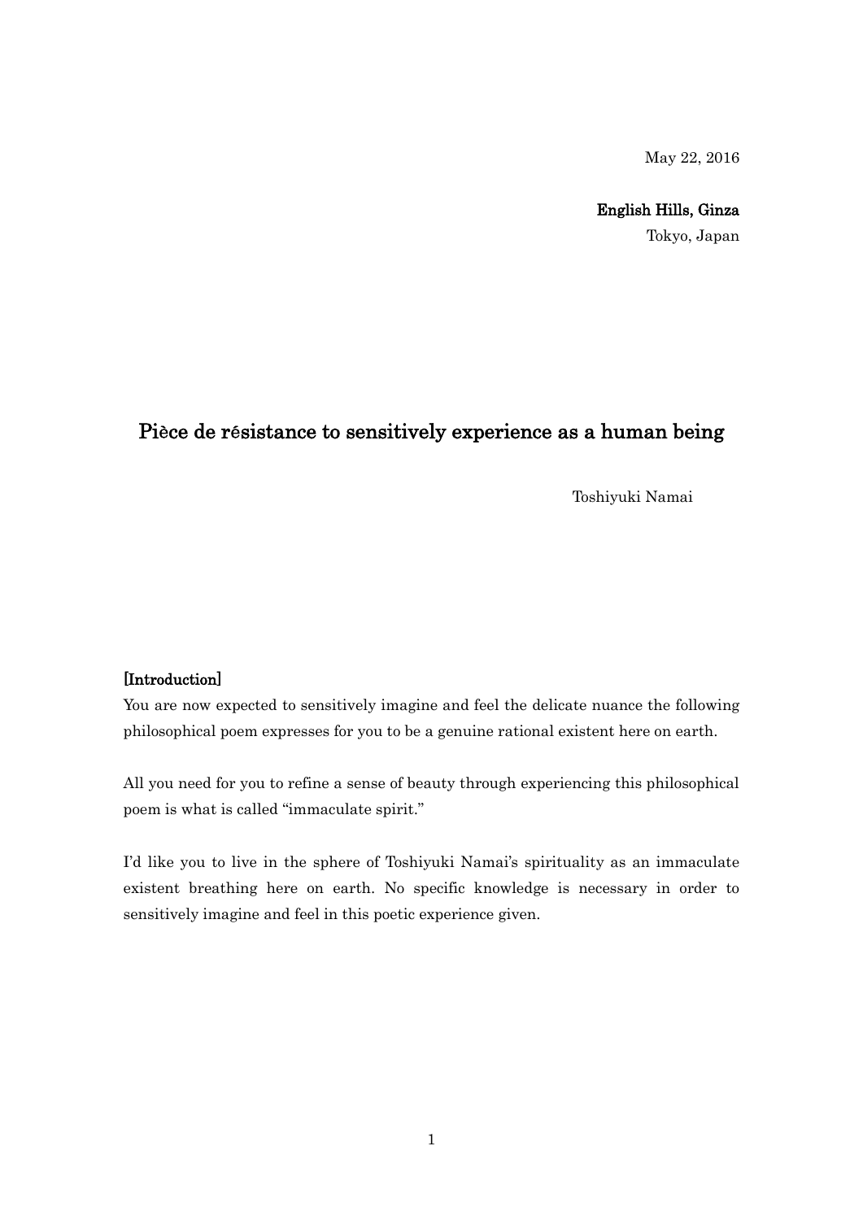May 22, 2016

**English Hills, Ginza**
Tokyo, Japan

# Pièce de résistance to sensitively experience as a human being

Toshiyuki Namai

**[Introduction]**

You are now expected to sensitively imagine and feel the delicate nuance the following philosophical poem expresses for you to be a genuine rational existent here on earth.

All you need for you to refine a sense of beauty through experiencing this philosophical poem is what is called "immaculate spirit."

I'd like you to live in the sphere of Toshiyuki Namai's spirituality as an immaculate existent breathing here on earth. No specific knowledge is necessary in order to sensitively imagine and feel in this poetic experience given.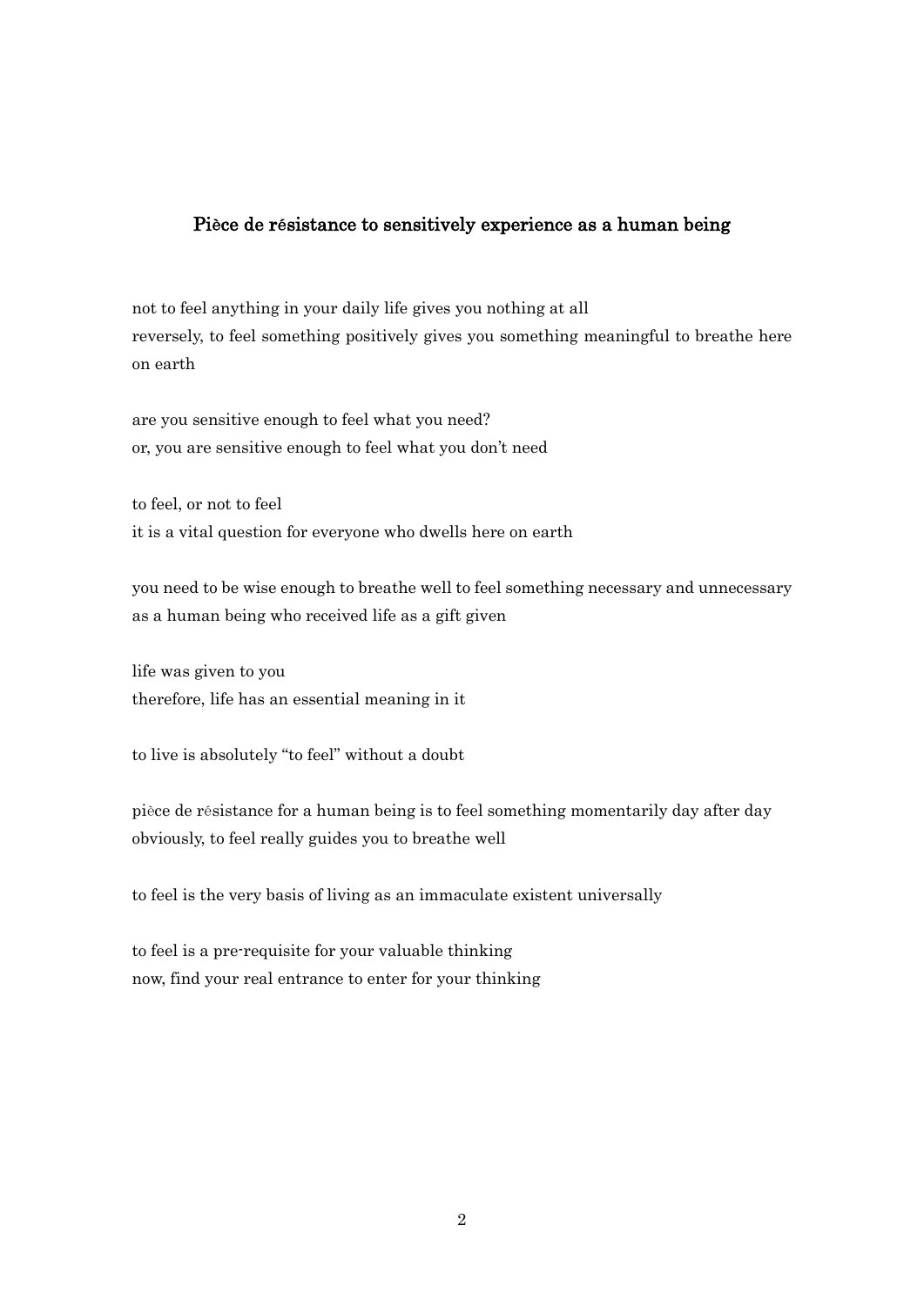## Pièce de résistance to sensitively experience as a human being

not to feel anything in your daily life gives you nothing at all
reversely, to feel something positively gives you something meaningful to breathe here on earth

are you sensitive enough to feel what you need?
or, you are sensitive enough to feel what you don't need

to feel, or not to feel
it is a vital question for everyone who dwells here on earth

you need to be wise enough to breathe well to feel something necessary and unnecessary as a human being who received life as a gift given

life was given to you
therefore, life has an essential meaning in it

to live is absolutely "to feel" without a doubt

pièce de résistance for a human being is to feel something momentarily day after day
obviously, to feel really guides you to breathe well

to feel is the very basis of living as an immaculate existent universally

to feel is a pre-requisite for your valuable thinking
now, find your real entrance to enter for your thinking